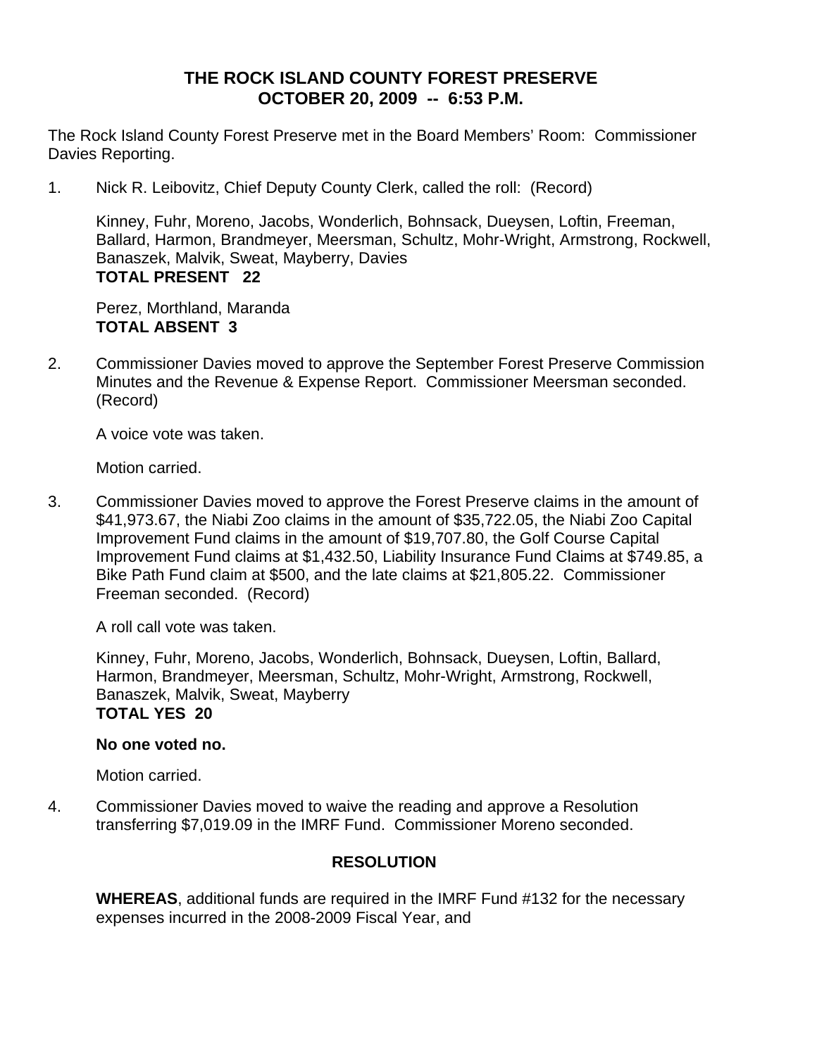# THE ROCK ISLAND COUNTY FOREST PRESERVE
## OCTOBER 20, 2009 -- 6:53 P.M.

The Rock Island County Forest Preserve met in the Board Members' Room: Commissioner Davies Reporting.

1. Nick R. Leibovitz, Chief Deputy County Clerk, called the roll: (Record)

   Kinney, Fuhr, Moreno, Jacobs, Wonderlich, Bohnsack, Dueysen, Loftin, Freeman, Ballard, Harmon, Brandmeyer, Meersman, Schultz, Mohr-Wright, Armstrong, Rockwell, Banaszek, Malvik, Sweat, Mayberry, Davies
   **TOTAL PRESENT 22**

   Perez, Morthland, Maranda
   **TOTAL ABSENT 3**

2. Commissioner Davies moved to approve the September Forest Preserve Commission Minutes and the Revenue & Expense Report. Commissioner Meersman seconded. (Record)

   A voice vote was taken.

   Motion carried.

3. Commissioner Davies moved to approve the Forest Preserve claims in the amount of $41,973.67, the Niabi Zoo claims in the amount of $35,722.05, the Niabi Zoo Capital Improvement Fund claims in the amount of $19,707.80, the Golf Course Capital Improvement Fund claims at $1,432.50, Liability Insurance Fund Claims at $749.85, a Bike Path Fund claim at $500, and the late claims at $21,805.22. Commissioner Freeman seconded. (Record)

   A roll call vote was taken.

   Kinney, Fuhr, Moreno, Jacobs, Wonderlich, Bohnsack, Dueysen, Loftin, Ballard, Harmon, Brandmeyer, Meersman, Schultz, Mohr-Wright, Armstrong, Rockwell, Banaszek, Malvik, Sweat, Mayberry
   **TOTAL YES 20**

   **No one voted no.**

   Motion carried.

4. Commissioner Davies moved to waive the reading and approve a Resolution transferring $7,019.09 in the IMRF Fund. Commissioner Moreno seconded.

### RESOLUTION

**WHEREAS**, additional funds are required in the IMRF Fund #132 for the necessary expenses incurred in the 2008-2009 Fiscal Year, and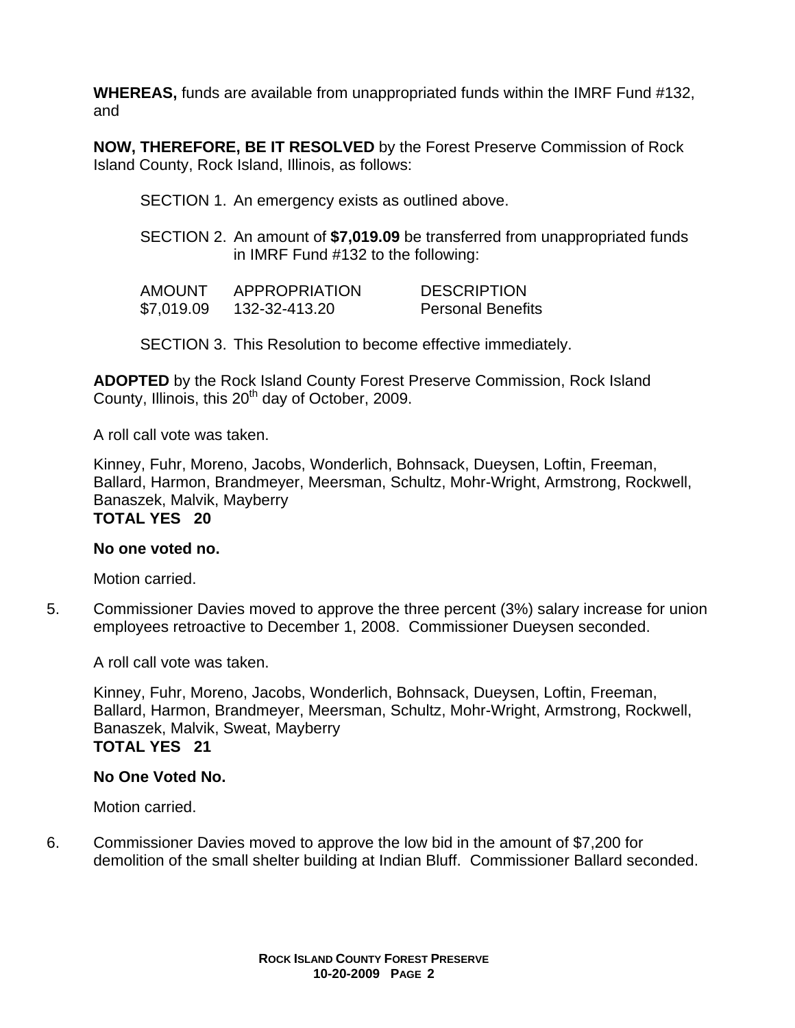**WHEREAS,** funds are available from unappropriated funds within the IMRF Fund #132, and

**NOW, THEREFORE, BE IT RESOLVED** by the Forest Preserve Commission of Rock Island County, Rock Island, Illinois, as follows:

SECTION 1. An emergency exists as outlined above.

SECTION 2. An amount of **$7,019.09** be transferred from unappropriated funds in IMRF Fund #132 to the following:

| AMOUNT | APPROPRIATION | DESCRIPTION |
|---|---|---|
| $7,019.09 | 132-32-413.20 | Personal Benefits |

SECTION 3. This Resolution to become effective immediately.

**ADOPTED** by the Rock Island County Forest Preserve Commission, Rock Island County, Illinois, this 20th day of October, 2009.

A roll call vote was taken.

Kinney, Fuhr, Moreno, Jacobs, Wonderlich, Bohnsack, Dueysen, Loftin, Freeman, Ballard, Harmon, Brandmeyer, Meersman, Schultz, Mohr-Wright, Armstrong, Rockwell, Banaszek, Malvik, Mayberry
**TOTAL YES 20**

**No one voted no.**

Motion carried.

5. Commissioner Davies moved to approve the three percent (3%) salary increase for union employees retroactive to December 1, 2008. Commissioner Dueysen seconded.

   A roll call vote was taken.

   Kinney, Fuhr, Moreno, Jacobs, Wonderlich, Bohnsack, Dueysen, Loftin, Freeman, Ballard, Harmon, Brandmeyer, Meersman, Schultz, Mohr-Wright, Armstrong, Rockwell, Banaszek, Malvik, Sweat, Mayberry
   **TOTAL YES 21**

   **No One Voted No.**

   Motion carried.

6. Commissioner Davies moved to approve the low bid in the amount of $7,200 for demolition of the small shelter building at Indian Bluff. Commissioner Ballard seconded.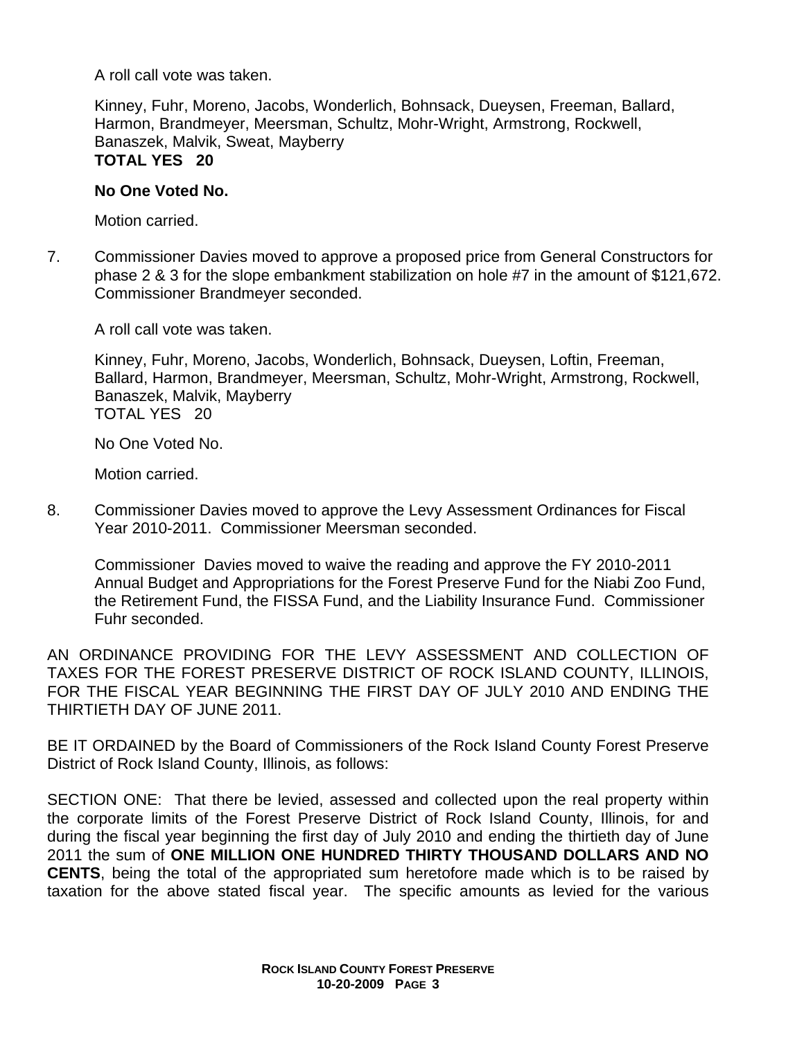A roll call vote was taken.

Kinney, Fuhr, Moreno, Jacobs, Wonderlich, Bohnsack, Dueysen, Freeman, Ballard, Harmon, Brandmeyer, Meersman, Schultz, Mohr-Wright, Armstrong, Rockwell, Banaszek, Malvik, Sweat, Mayberry
**TOTAL YES 20**

**No One Voted No.**

Motion carried.

7. Commissioner Davies moved to approve a proposed price from General Constructors for phase 2 & 3 for the slope embankment stabilization on hole #7 in the amount of $121,672. Commissioner Brandmeyer seconded.

   A roll call vote was taken.

   Kinney, Fuhr, Moreno, Jacobs, Wonderlich, Bohnsack, Dueysen, Loftin, Freeman, Ballard, Harmon, Brandmeyer, Meersman, Schultz, Mohr-Wright, Armstrong, Rockwell, Banaszek, Malvik, Mayberry
   TOTAL YES 20

   No One Voted No.

   Motion carried.

8. Commissioner Davies moved to approve the Levy Assessment Ordinances for Fiscal Year 2010-2011. Commissioner Meersman seconded.

   Commissioner Davies moved to waive the reading and approve the FY 2010-2011 Annual Budget and Appropriations for the Forest Preserve Fund for the Niabi Zoo Fund, the Retirement Fund, the FISSA Fund, and the Liability Insurance Fund. Commissioner Fuhr seconded.

AN ORDINANCE PROVIDING FOR THE LEVY ASSESSMENT AND COLLECTION OF TAXES FOR THE FOREST PRESERVE DISTRICT OF ROCK ISLAND COUNTY, ILLINOIS, FOR THE FISCAL YEAR BEGINNING THE FIRST DAY OF JULY 2010 AND ENDING THE THIRTIETH DAY OF JUNE 2011.

BE IT ORDAINED by the Board of Commissioners of the Rock Island County Forest Preserve District of Rock Island County, Illinois, as follows:

SECTION ONE: That there be levied, assessed and collected upon the real property within the corporate limits of the Forest Preserve District of Rock Island County, Illinois, for and during the fiscal year beginning the first day of July 2010 and ending the thirtieth day of June 2011 the sum of **ONE MILLION ONE HUNDRED THIRTY THOUSAND DOLLARS AND NO CENTS**, being the total of the appropriated sum heretofore made which is to be raised by taxation for the above stated fiscal year. The specific amounts as levied for the various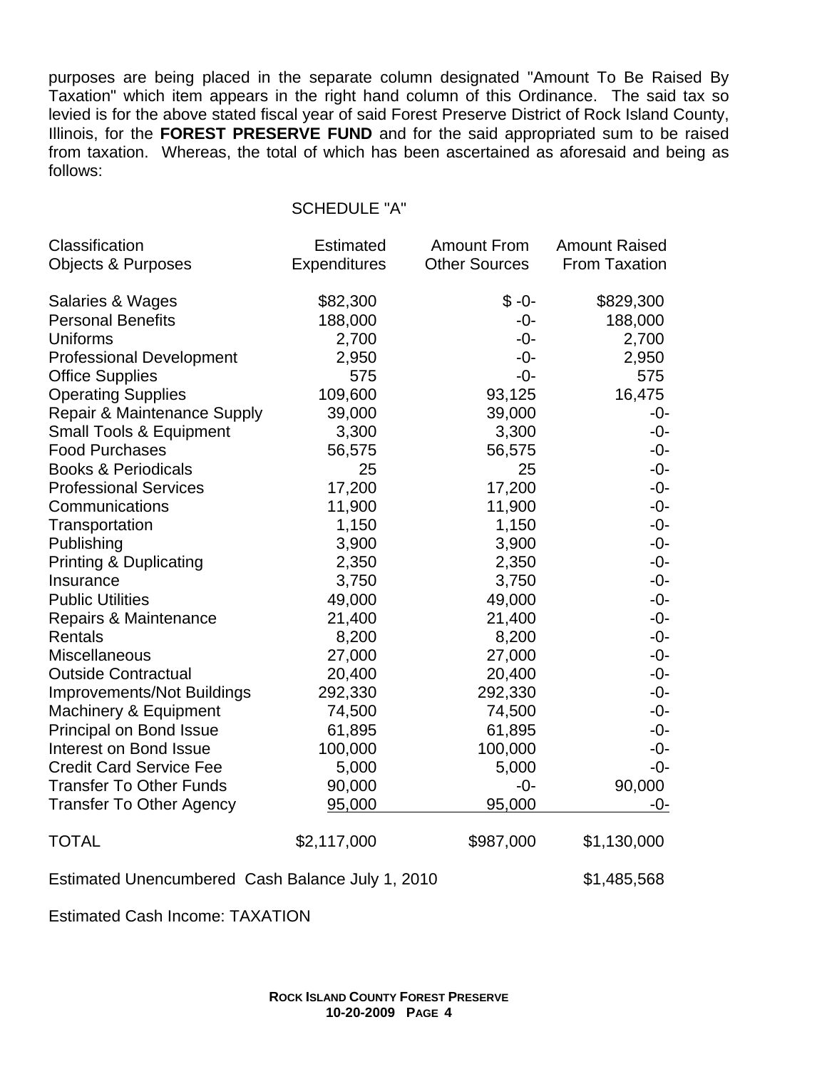purposes are being placed in the separate column designated "Amount To Be Raised By Taxation" which item appears in the right hand column of this Ordinance. The said tax so levied is for the above stated fiscal year of said Forest Preserve District of Rock Island County, Illinois, for the **FOREST PRESERVE FUND** and for the said appropriated sum to be raised from taxation. Whereas, the total of which has been ascertained as aforesaid and being as follows:

SCHEDULE "A"

| Classification Objects & Purposes | Estimated Expenditures | Amount From Other Sources | Amount Raised From Taxation |
|---|---|---|---|
| Salaries & Wages | $82,300 | $ -0- | $829,300 |
| Personal Benefits | 188,000 | -0- | 188,000 |
| Uniforms | 2,700 | -0- | 2,700 |
| Professional Development | 2,950 | -0- | 2,950 |
| Office Supplies | 575 | -0- | 575 |
| Operating Supplies | 109,600 | 93,125 | 16,475 |
| Repair & Maintenance Supply | 39,000 | 39,000 | -0- |
| Small Tools & Equipment | 3,300 | 3,300 | -0- |
| Food Purchases | 56,575 | 56,575 | -0- |
| Books & Periodicals | 25 | 25 | -0- |
| Professional Services | 17,200 | 17,200 | -0- |
| Communications | 11,900 | 11,900 | -0- |
| Transportation | 1,150 | 1,150 | -0- |
| Publishing | 3,900 | 3,900 | -0- |
| Printing & Duplicating | 2,350 | 2,350 | -0- |
| Insurance | 3,750 | 3,750 | -0- |
| Public Utilities | 49,000 | 49,000 | -0- |
| Repairs & Maintenance | 21,400 | 21,400 | -0- |
| Rentals | 8,200 | 8,200 | -0- |
| Miscellaneous | 27,000 | 27,000 | -0- |
| Outside Contractual | 20,400 | 20,400 | -0- |
| Improvements/Not Buildings | 292,330 | 292,330 | -0- |
| Machinery & Equipment | 74,500 | 74,500 | -0- |
| Principal on Bond Issue | 61,895 | 61,895 | -0- |
| Interest on Bond Issue | 100,000 | 100,000 | -0- |
| Credit Card Service Fee | 5,000 | 5,000 | -0- |
| Transfer To Other Funds | 90,000 | -0- | 90,000 |
| Transfer To Other Agency | 95,000 | 95,000 | -0- |
| TOTAL | $2,117,000 | $987,000 | $1,130,000 |

Estimated Unencumbered Cash Balance July 1, 2010 $1,485,568

Estimated Cash Income: TAXATION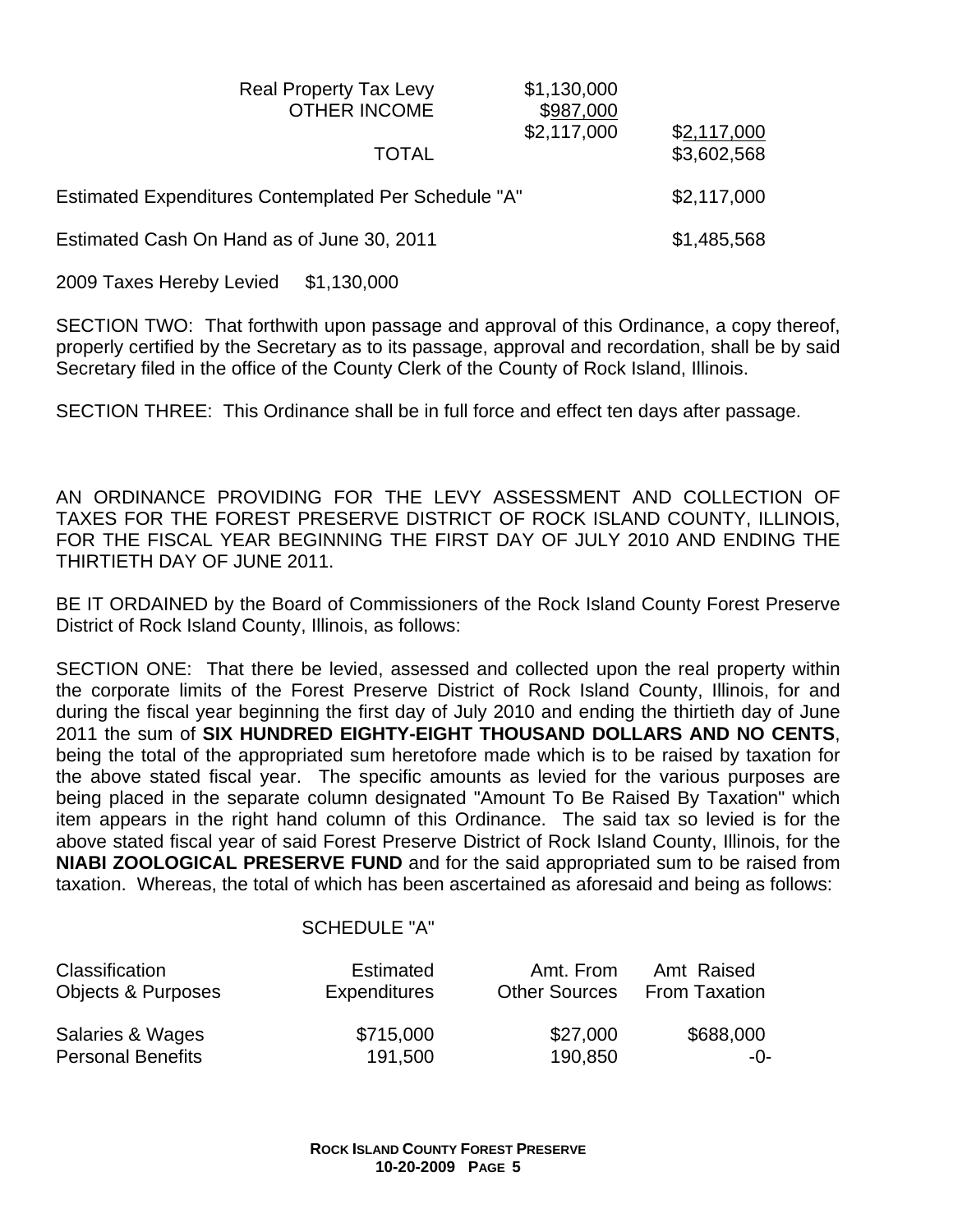| | | |
|---|---|---|
| Real Property Tax Levy | $1,130,000 | |
| OTHER INCOME | $987,000 | |
| | $2,117,000 | $2,117,000 |
| TOTAL | | $3,602,568 |

Estimated Expenditures Contemplated Per Schedule "A" $2,117,000

Estimated Cash On Hand as of June 30, 2011 $1,485,568

2009 Taxes Hereby Levied $1,130,000

SECTION TWO: That forthwith upon passage and approval of this Ordinance, a copy thereof, properly certified by the Secretary as to its passage, approval and recordation, shall be by said Secretary filed in the office of the County Clerk of the County of Rock Island, Illinois.

SECTION THREE: This Ordinance shall be in full force and effect ten days after passage.

AN ORDINANCE PROVIDING FOR THE LEVY ASSESSMENT AND COLLECTION OF TAXES FOR THE FOREST PRESERVE DISTRICT OF ROCK ISLAND COUNTY, ILLINOIS, FOR THE FISCAL YEAR BEGINNING THE FIRST DAY OF JULY 2010 AND ENDING THE THIRTIETH DAY OF JUNE 2011.

BE IT ORDAINED by the Board of Commissioners of the Rock Island County Forest Preserve District of Rock Island County, Illinois, as follows:

SECTION ONE: That there be levied, assessed and collected upon the real property within the corporate limits of the Forest Preserve District of Rock Island County, Illinois, for and during the fiscal year beginning the first day of July 2010 and ending the thirtieth day of June 2011 the sum of **SIX HUNDRED EIGHTY-EIGHT THOUSAND DOLLARS AND NO CENTS**, being the total of the appropriated sum heretofore made which is to be raised by taxation for the above stated fiscal year. The specific amounts as levied for the various purposes are being placed in the separate column designated "Amount To Be Raised By Taxation" which item appears in the right hand column of this Ordinance. The said tax so levied is for the above stated fiscal year of said Forest Preserve District of Rock Island County, Illinois, for the **NIABI ZOOLOGICAL PRESERVE FUND** and for the said appropriated sum to be raised from taxation. Whereas, the total of which has been ascertained as aforesaid and being as follows:

SCHEDULE "A"

| Classification Objects & Purposes | Estimated Expenditures | Amt. From Other Sources | Amt Raised From Taxation |
|---|---|---|---|
| Salaries & Wages | $715,000 | $27,000 | $688,000 |
| Personal Benefits | 191,500 | 190,850 | -0- |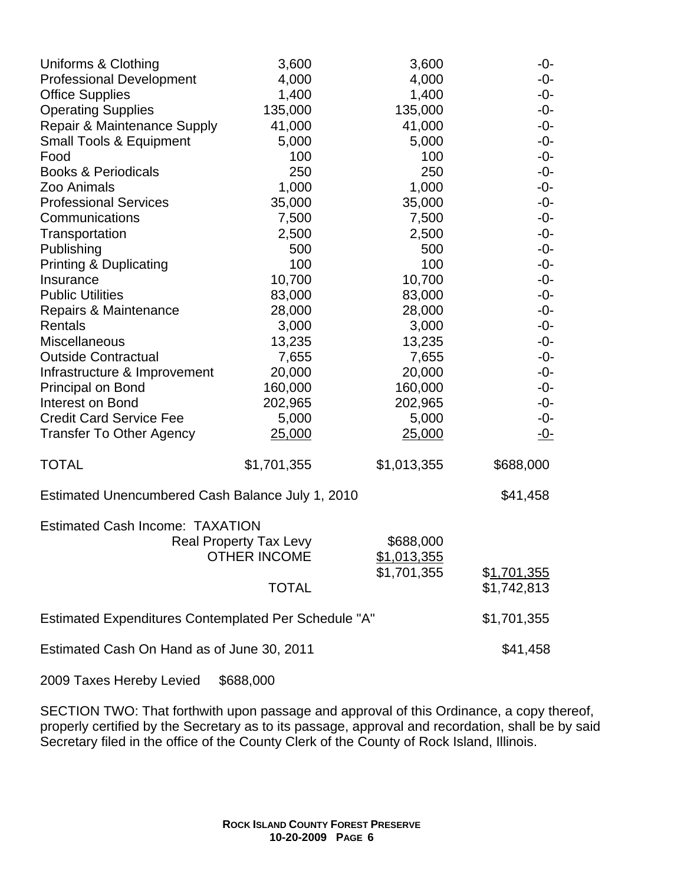| | | | |
|---|---|---|---|
| Uniforms & Clothing | 3,600 | 3,600 | -0- |
| Professional Development | 4,000 | 4,000 | -0- |
| Office Supplies | 1,400 | 1,400 | -0- |
| Operating Supplies | 135,000 | 135,000 | -0- |
| Repair & Maintenance Supply | 41,000 | 41,000 | -0- |
| Small Tools & Equipment | 5,000 | 5,000 | -0- |
| Food | 100 | 100 | -0- |
| Books & Periodicals | 250 | 250 | -0- |
| Zoo Animals | 1,000 | 1,000 | -0- |
| Professional Services | 35,000 | 35,000 | -0- |
| Communications | 7,500 | 7,500 | -0- |
| Transportation | 2,500 | 2,500 | -0- |
| Publishing | 500 | 500 | -0- |
| Printing & Duplicating | 100 | 100 | -0- |
| Insurance | 10,700 | 10,700 | -0- |
| Public Utilities | 83,000 | 83,000 | -0- |
| Repairs & Maintenance | 28,000 | 28,000 | -0- |
| Rentals | 3,000 | 3,000 | -0- |
| Miscellaneous | 13,235 | 13,235 | -0- |
| Outside Contractual | 7,655 | 7,655 | -0- |
| Infrastructure & Improvement | 20,000 | 20,000 | -0- |
| Principal on Bond | 160,000 | 160,000 | -0- |
| Interest on Bond | 202,965 | 202,965 | -0- |
| Credit Card Service Fee | 5,000 | 5,000 | -0- |
| Transfer To Other Agency | 25,000 | 25,000 | -0- |
| TOTAL | $1,701,355 | $1,013,355 | $688,000 |

| | | | |
|---|---|---|---|
| Estimated Unencumbered Cash Balance July 1, 2010 | | | $41,458 |
| Estimated Cash Income: TAXATION | | | |
| | Real Property Tax Levy | $688,000 | |
| | OTHER INCOME | $1,013,355 | |
| | | $1,701,355 | $1,701,355 |
| | TOTAL | | $1,742,813 |
| Estimated Expenditures Contemplated Per Schedule "A" | | | $1,701,355 |
| Estimated Cash On Hand as of June 30, 2011 | | | $41,458 |

2009 Taxes Hereby Levied $688,000

SECTION TWO: That forthwith upon passage and approval of this Ordinance, a copy thereof, properly certified by the Secretary as to its passage, approval and recordation, shall be by said Secretary filed in the office of the County Clerk of the County of Rock Island, Illinois.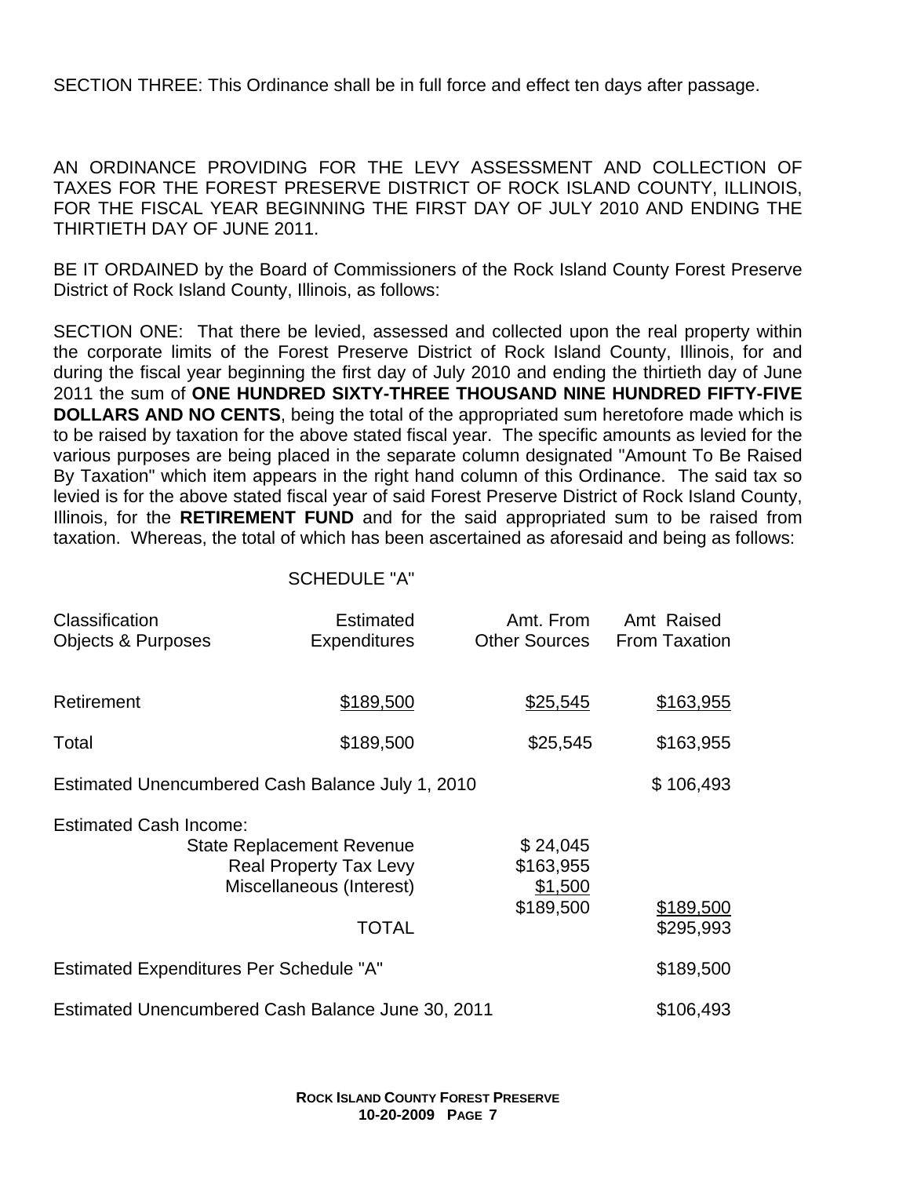SECTION THREE: This Ordinance shall be in full force and effect ten days after passage.

AN ORDINANCE PROVIDING FOR THE LEVY ASSESSMENT AND COLLECTION OF TAXES FOR THE FOREST PRESERVE DISTRICT OF ROCK ISLAND COUNTY, ILLINOIS, FOR THE FISCAL YEAR BEGINNING THE FIRST DAY OF JULY 2010 AND ENDING THE THIRTIETH DAY OF JUNE 2011.

BE IT ORDAINED by the Board of Commissioners of the Rock Island County Forest Preserve District of Rock Island County, Illinois, as follows:

SECTION ONE: That there be levied, assessed and collected upon the real property within the corporate limits of the Forest Preserve District of Rock Island County, Illinois, for and during the fiscal year beginning the first day of July 2010 and ending the thirtieth day of June 2011 the sum of **ONE HUNDRED SIXTY-THREE THOUSAND NINE HUNDRED FIFTY-FIVE DOLLARS AND NO CENTS**, being the total of the appropriated sum heretofore made which is to be raised by taxation for the above stated fiscal year. The specific amounts as levied for the various purposes are being placed in the separate column designated "Amount To Be Raised By Taxation" which item appears in the right hand column of this Ordinance. The said tax so levied is for the above stated fiscal year of said Forest Preserve District of Rock Island County, Illinois, for the **RETIREMENT FUND** and for the said appropriated sum to be raised from taxation. Whereas, the total of which has been ascertained as aforesaid and being as follows:

SCHEDULE "A"

| Classification Objects & Purposes | Estimated Expenditures | Amt. From Other Sources | Amt Raised From Taxation |
|---|---|---|---|
| Retirement | $189,500 | $25,545 | $163,955 |
| Total | $189,500 | $25,545 | $163,955 |
| Estimated Unencumbered Cash Balance July 1, 2010 | | | $ 106,493 |
| Estimated Cash Income: | | | |
| | State Replacement Revenue | $ 24,045 | |
| | Real Property Tax Levy | $163,955 | |
| | Miscellaneous (Interest) | $1,500 | |
| | | $189,500 | $189,500 |
| | TOTAL | | $295,993 |
| Estimated Expenditures Per Schedule "A" | | | $189,500 |
| Estimated Unencumbered Cash Balance June 30, 2011 | | | $106,493 |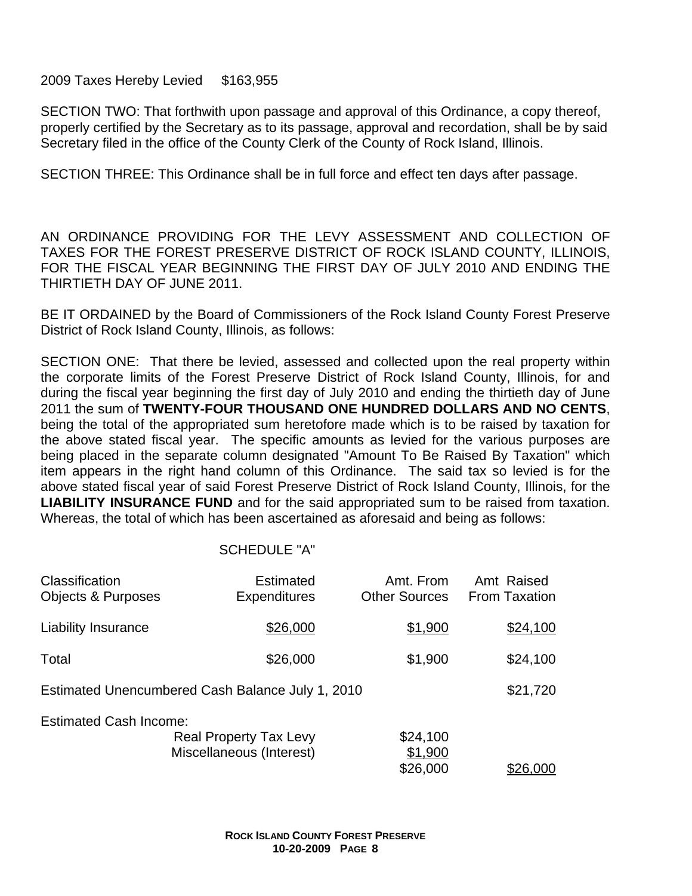2009 Taxes Hereby Levied $163,955

SECTION TWO: That forthwith upon passage and approval of this Ordinance, a copy thereof, properly certified by the Secretary as to its passage, approval and recordation, shall be by said Secretary filed in the office of the County Clerk of the County of Rock Island, Illinois.

SECTION THREE: This Ordinance shall be in full force and effect ten days after passage.

AN ORDINANCE PROVIDING FOR THE LEVY ASSESSMENT AND COLLECTION OF TAXES FOR THE FOREST PRESERVE DISTRICT OF ROCK ISLAND COUNTY, ILLINOIS, FOR THE FISCAL YEAR BEGINNING THE FIRST DAY OF JULY 2010 AND ENDING THE THIRTIETH DAY OF JUNE 2011.

BE IT ORDAINED by the Board of Commissioners of the Rock Island County Forest Preserve District of Rock Island County, Illinois, as follows:

SECTION ONE: That there be levied, assessed and collected upon the real property within the corporate limits of the Forest Preserve District of Rock Island County, Illinois, for and during the fiscal year beginning the first day of July 2010 and ending the thirtieth day of June 2011 the sum of **TWENTY-FOUR THOUSAND ONE HUNDRED DOLLARS AND NO CENTS**, being the total of the appropriated sum heretofore made which is to be raised by taxation for the above stated fiscal year. The specific amounts as levied for the various purposes are being placed in the separate column designated "Amount To Be Raised By Taxation" which item appears in the right hand column of this Ordinance. The said tax so levied is for the above stated fiscal year of said Forest Preserve District of Rock Island County, Illinois, for the **LIABILITY INSURANCE FUND** and for the said appropriated sum to be raised from taxation. Whereas, the total of which has been ascertained as aforesaid and being as follows:

SCHEDULE "A"

| Classification Objects & Purposes | Estimated Expenditures | Amt. From Other Sources | Amt Raised From Taxation |
|---|---|---|---|
| Liability Insurance | $26,000 | $1,900 | $24,100 |
| Total | $26,000 | $1,900 | $24,100 |
| Estimated Unencumbered Cash Balance July 1, 2010 | | | $21,720 |
| Estimated Cash Income: | | | |
| Real Property Tax Levy | | $24,100 | |
| Miscellaneous (Interest) | | $1,900 | |
| | | $26,000 | $26,000 |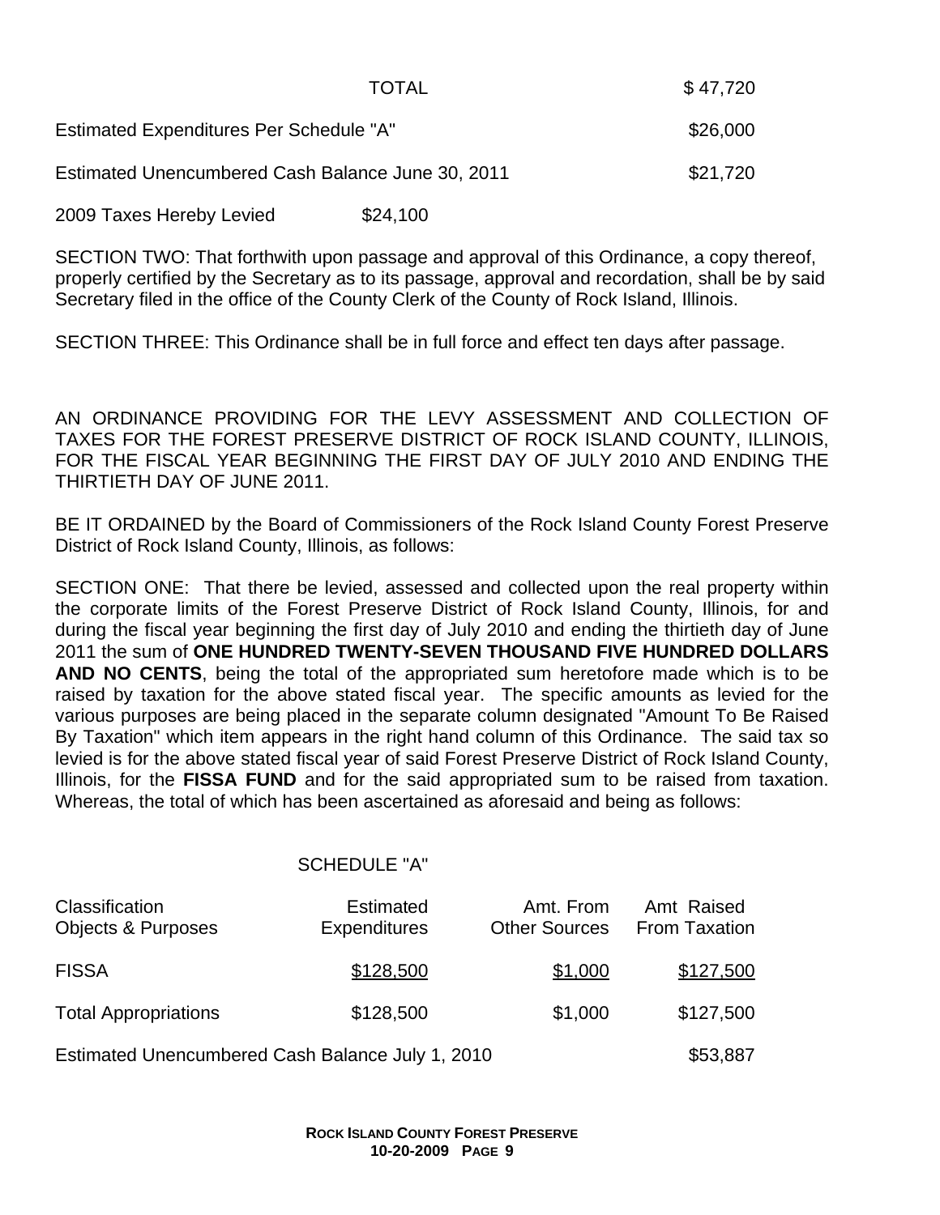| | |
|---|---|
| TOTAL | $ 47,720 |
| Estimated Expenditures Per Schedule "A" | $26,000 |
| Estimated Unencumbered Cash Balance June 30, 2011 | $21,720 |

2009 Taxes Hereby Levied $24,100

SECTION TWO: That forthwith upon passage and approval of this Ordinance, a copy thereof, properly certified by the Secretary as to its passage, approval and recordation, shall be by said Secretary filed in the office of the County Clerk of the County of Rock Island, Illinois.

SECTION THREE: This Ordinance shall be in full force and effect ten days after passage.

AN ORDINANCE PROVIDING FOR THE LEVY ASSESSMENT AND COLLECTION OF TAXES FOR THE FOREST PRESERVE DISTRICT OF ROCK ISLAND COUNTY, ILLINOIS, FOR THE FISCAL YEAR BEGINNING THE FIRST DAY OF JULY 2010 AND ENDING THE THIRTIETH DAY OF JUNE 2011.

BE IT ORDAINED by the Board of Commissioners of the Rock Island County Forest Preserve District of Rock Island County, Illinois, as follows:

SECTION ONE: That there be levied, assessed and collected upon the real property within the corporate limits of the Forest Preserve District of Rock Island County, Illinois, for and during the fiscal year beginning the first day of July 2010 and ending the thirtieth day of June 2011 the sum of **ONE HUNDRED TWENTY-SEVEN THOUSAND FIVE HUNDRED DOLLARS AND NO CENTS**, being the total of the appropriated sum heretofore made which is to be raised by taxation for the above stated fiscal year. The specific amounts as levied for the various purposes are being placed in the separate column designated "Amount To Be Raised By Taxation" which item appears in the right hand column of this Ordinance. The said tax so levied is for the above stated fiscal year of said Forest Preserve District of Rock Island County, Illinois, for the **FISSA FUND** and for the said appropriated sum to be raised from taxation. Whereas, the total of which has been ascertained as aforesaid and being as follows:

SCHEDULE "A"

| Classification Objects & Purposes | Estimated Expenditures | Amt. From Other Sources | Amt Raised From Taxation |
|---|---|---|---|
| FISSA | $128,500 | $1,000 | $127,500 |
| Total Appropriations | $128,500 | $1,000 | $127,500 |
| Estimated Unencumbered Cash Balance July 1, 2010 | | | $53,887 |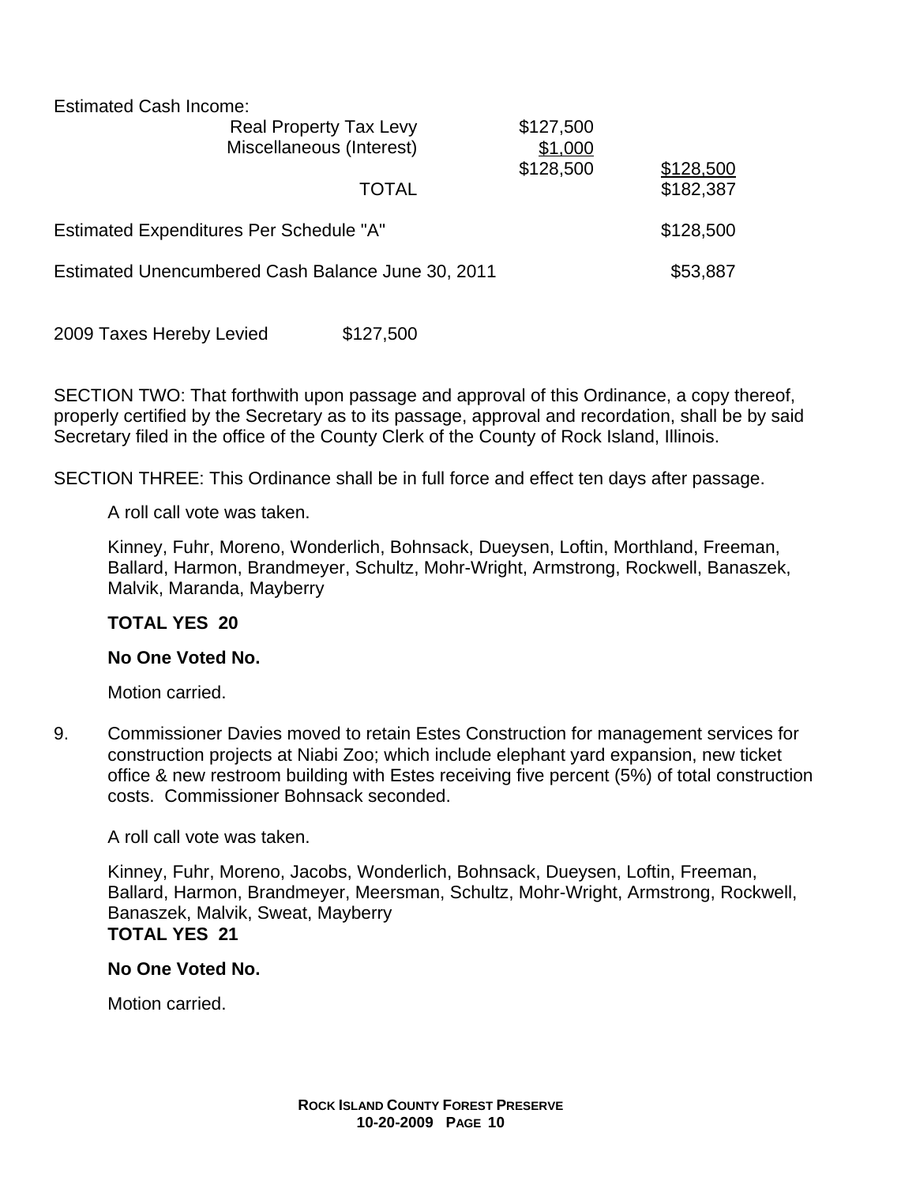Estimated Cash Income:

| | | | |
|---|---|---|---|
| | Real Property Tax Levy | $127,500 | |
| | Miscellaneous (Interest) | $1,000 | |
| | | $128,500 | $128,500 |
| | TOTAL | | $182,387 |
| Estimated Expenditures Per Schedule "A" | | | $128,500 |
| Estimated Unencumbered Cash Balance June 30, 2011 | | | $53,887 |

2009 Taxes Hereby Levied $127,500

SECTION TWO: That forthwith upon passage and approval of this Ordinance, a copy thereof, properly certified by the Secretary as to its passage, approval and recordation, shall be by said Secretary filed in the office of the County Clerk of the County of Rock Island, Illinois.

SECTION THREE: This Ordinance shall be in full force and effect ten days after passage.

A roll call vote was taken.

Kinney, Fuhr, Moreno, Wonderlich, Bohnsack, Dueysen, Loftin, Morthland, Freeman, Ballard, Harmon, Brandmeyer, Schultz, Mohr-Wright, Armstrong, Rockwell, Banaszek, Malvik, Maranda, Mayberry

**TOTAL YES 20**

**No One Voted No.**

Motion carried.

9. Commissioner Davies moved to retain Estes Construction for management services for construction projects at Niabi Zoo; which include elephant yard expansion, new ticket office & new restroom building with Estes receiving five percent (5%) of total construction costs. Commissioner Bohnsack seconded.

A roll call vote was taken.

Kinney, Fuhr, Moreno, Jacobs, Wonderlich, Bohnsack, Dueysen, Loftin, Freeman, Ballard, Harmon, Brandmeyer, Meersman, Schultz, Mohr-Wright, Armstrong, Rockwell, Banaszek, Malvik, Sweat, Mayberry

**TOTAL YES 21**

**No One Voted No.**

Motion carried.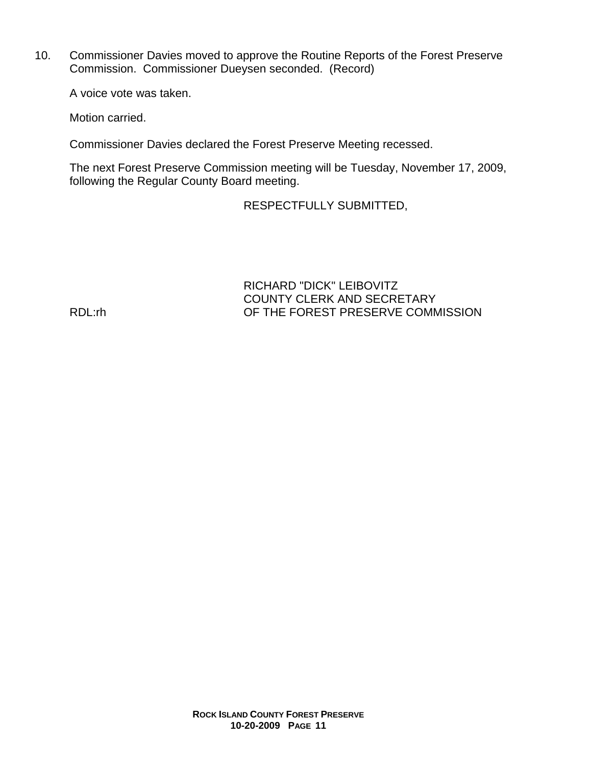10. Commissioner Davies moved to approve the Routine Reports of the Forest Preserve Commission. Commissioner Dueysen seconded. (Record)

    A voice vote was taken.

    Motion carried.

    Commissioner Davies declared the Forest Preserve Meeting recessed.

    The next Forest Preserve Commission meeting will be Tuesday, November 17, 2009, following the Regular County Board meeting.

RESPECTFULLY SUBMITTED,

RICHARD "DICK" LEIBOVITZ
COUNTY CLERK AND SECRETARY
OF THE FOREST PRESERVE COMMISSION

RDL:rh